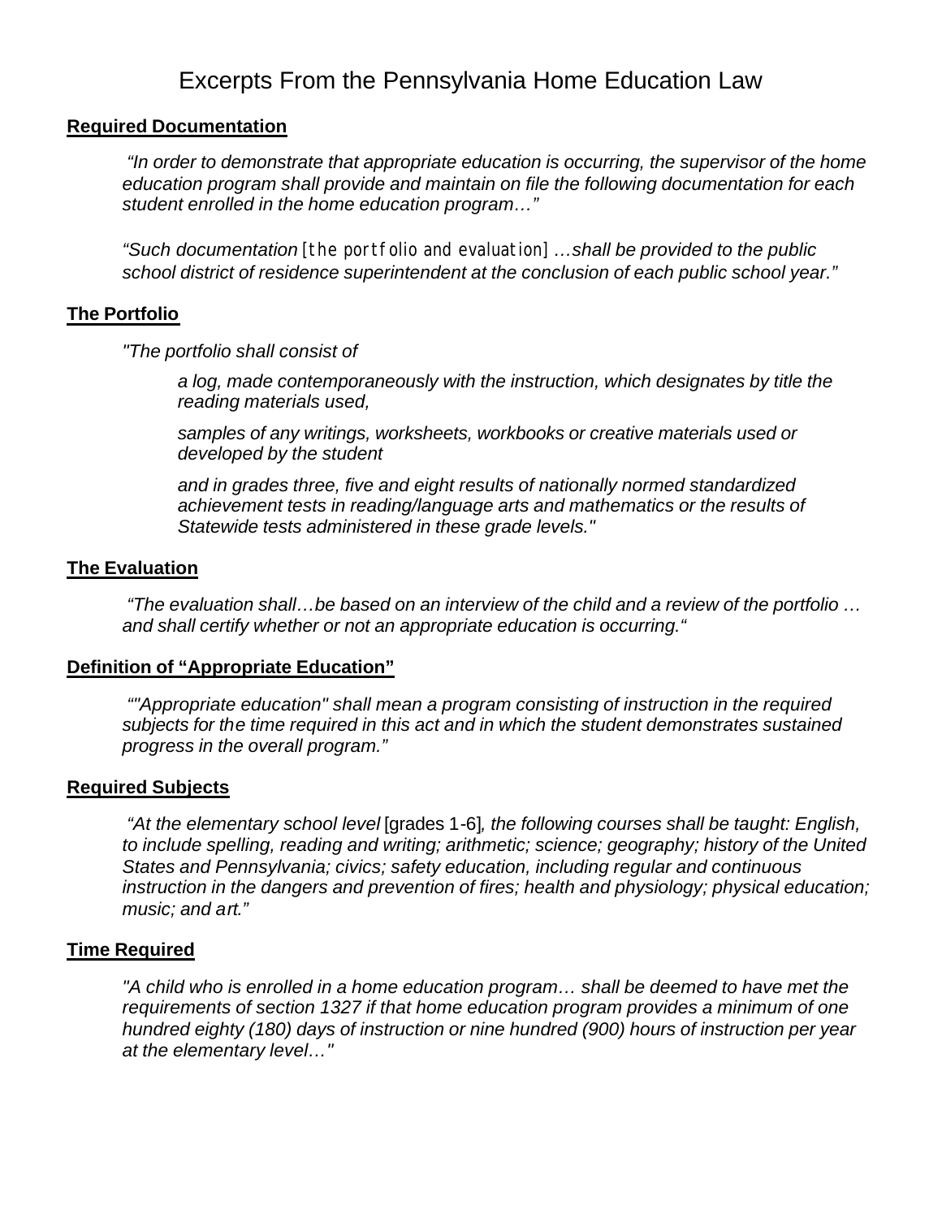# Excerpts From the Pennsylvania Home Education Law

**Required Documentation**

*"In order to demonstrate that appropriate education is occurring, the supervisor of the home education program shall provide and maintain on file the following documentation for each student enrolled in the home education program…"*

*"Such documentation* [the portfolio and evaluation] *…shall be provided to the public school district of residence superintendent at the conclusion of each public school year."*

**The Portfolio**

*"The portfolio shall consist of*

> *a log, made contemporaneously with the instruction, which designates by title the reading materials used,*
>
> *samples of any writings, worksheets, workbooks or creative materials used or developed by the student*
>
> *and in grades three, five and eight results of nationally normed standardized achievement tests in reading/language arts and mathematics or the results of Statewide tests administered in these grade levels."*

**The Evaluation**

*"The evaluation shall…be based on an interview of the child and a review of the portfolio … and shall certify whether or not an appropriate education is occurring."*

**Definition of "Appropriate Education"**

*""Appropriate education" shall mean a program consisting of instruction in the required subjects for the time required in this act and in which the student demonstrates sustained progress in the overall program."*

**Required Subjects**

*"At the elementary school level* [grades 1-6]*, the following courses shall be taught: English, to include spelling, reading and writing; arithmetic; science; geography; history of the United States and Pennsylvania; civics; safety education, including regular and continuous instruction in the dangers and prevention of fires; health and physiology; physical education; music; and art."*

**Time Required**

*"A child who is enrolled in a home education program… shall be deemed to have met the requirements of section 1327 if that home education program provides a minimum of one hundred eighty (180) days of instruction or nine hundred (900) hours of instruction per year at the elementary level…"*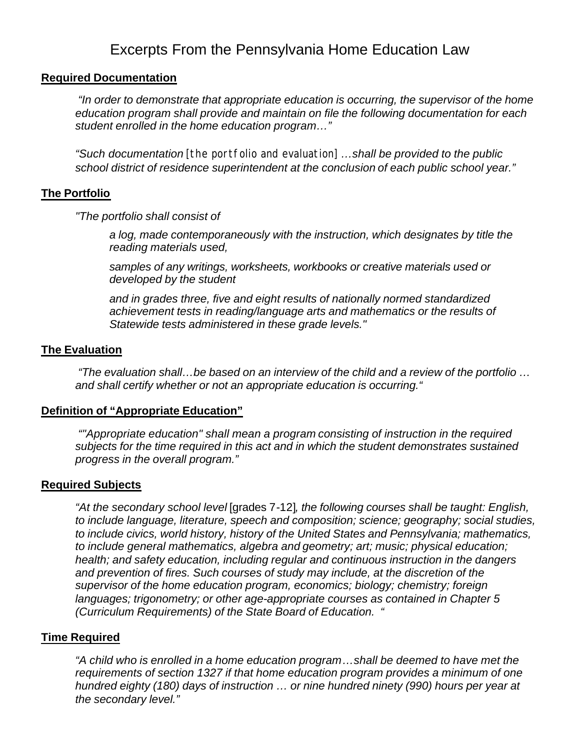# Excerpts From the Pennsylvania Home Education Law

**Required Documentation**

*"In order to demonstrate that appropriate education is occurring, the supervisor of the home education program shall provide and maintain on file the following documentation for each student enrolled in the home education program…"*

*"Such documentation* [the portfolio and evaluation] *…shall be provided to the public school district of residence superintendent at the conclusion of each public school year."*

**The Portfolio**

*"The portfolio shall consist of*

*a log, made contemporaneously with the instruction, which designates by title the reading materials used,*

*samples of any writings, worksheets, workbooks or creative materials used or developed by the student*

*and in grades three, five and eight results of nationally normed standardized achievement tests in reading/language arts and mathematics or the results of Statewide tests administered in these grade levels."*

**The Evaluation**

*"The evaluation shall…be based on an interview of the child and a review of the portfolio … and shall certify whether or not an appropriate education is occurring."*

**Definition of "Appropriate Education"**

*""Appropriate education" shall mean a program consisting of instruction in the required subjects for the time required in this act and in which the student demonstrates sustained progress in the overall program."*

**Required Subjects**

*"At the secondary school level* [grades 7-12]*, the following courses shall be taught: English, to include language, literature, speech and composition; science; geography; social studies, to include civics, world history, history of the United States and Pennsylvania; mathematics, to include general mathematics, algebra and geometry; art; music; physical education; health; and safety education, including regular and continuous instruction in the dangers and prevention of fires. Such courses of study may include, at the discretion of the supervisor of the home education program, economics; biology; chemistry; foreign languages; trigonometry; or other age-appropriate courses as contained in Chapter 5 (Curriculum Requirements) of the State Board of Education. "*

**Time Required**

*"A child who is enrolled in a home education program…shall be deemed to have met the requirements of section 1327 if that home education program provides a minimum of one hundred eighty (180) days of instruction … or nine hundred ninety (990) hours per year at the secondary level."*